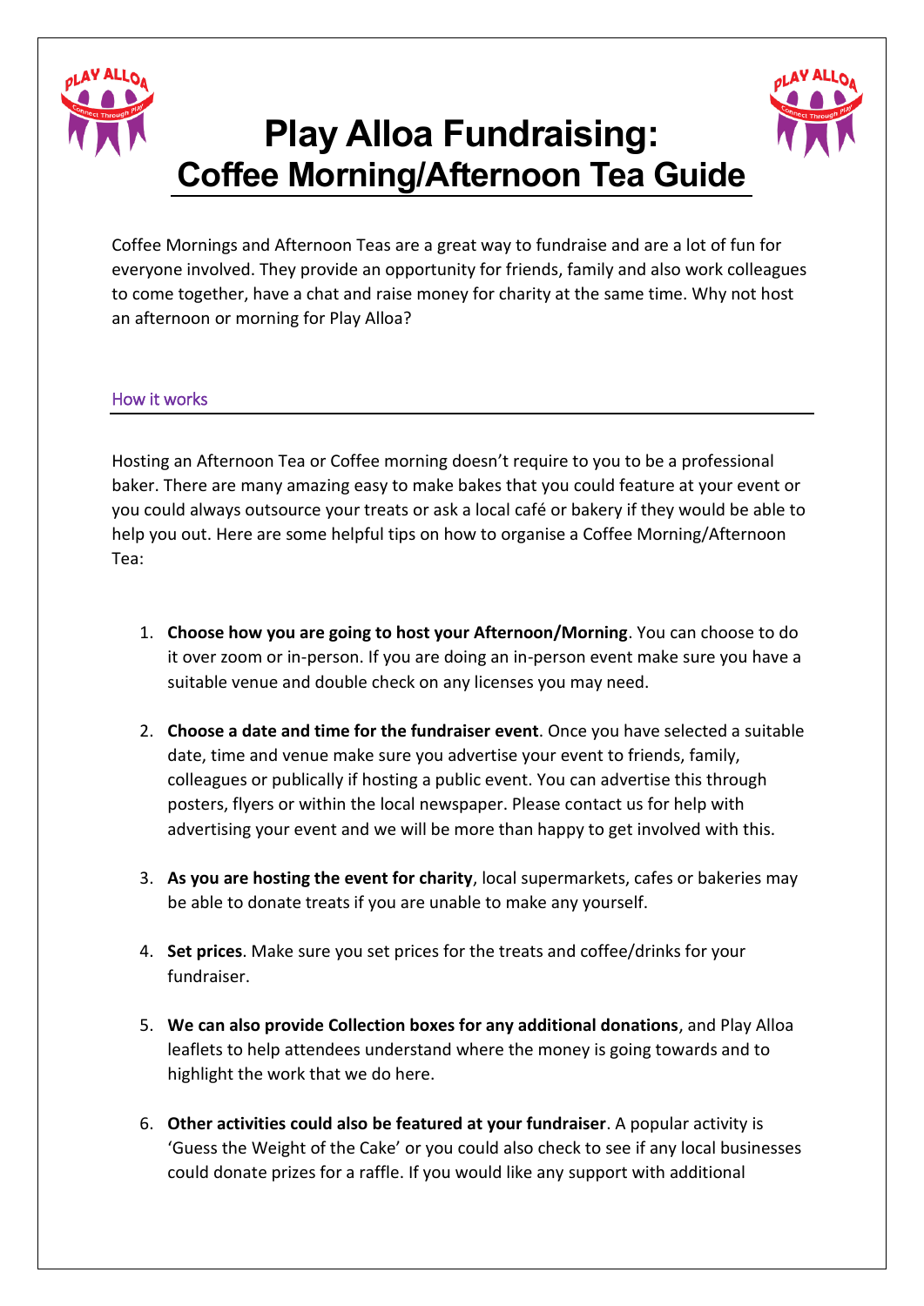# Play Alloa Fundraising:
## Coffee Morning/Afternoon Tea Guide

Coffee Mornings and Afternoon Teas are a great way to fundraise and are a lot of fun for everyone involved. They provide an opportunity for friends, family and also work colleagues to come together, have a chat and raise money for charity at the same time. Why not host an afternoon or morning for Play Alloa?

### How it works

Hosting an Afternoon Tea or Coffee morning doesn't require to you to be a professional baker. There are many amazing easy to make bakes that you could feature at your event or you could always outsource your treats or ask a local café or bakery if they would be able to help you out. Here are some helpful tips on how to organise a Coffee Morning/Afternoon Tea:

1. **Choose how you are going to host your Afternoon/Morning**. You can choose to do it over zoom or in-person. If you are doing an in-person event make sure you have a suitable venue and double check on any licenses you may need.

2. **Choose a date and time for the fundraiser event**. Once you have selected a suitable date, time and venue make sure you advertise your event to friends, family, colleagues or publically if hosting a public event. You can advertise this through posters, flyers or within the local newspaper. Please contact us for help with advertising your event and we will be more than happy to get involved with this.

3. **As you are hosting the event for charity**, local supermarkets, cafes or bakeries may be able to donate treats if you are unable to make any yourself.

4. **Set prices**. Make sure you set prices for the treats and coffee/drinks for your fundraiser.

5. **We can also provide Collection boxes for any additional donations**, and Play Alloa leaflets to help attendees understand where the money is going towards and to highlight the work that we do here.

6. **Other activities could also be featured at your fundraiser**. A popular activity is 'Guess the Weight of the Cake' or you could also check to see if any local businesses could donate prizes for a raffle. If you would like any support with additional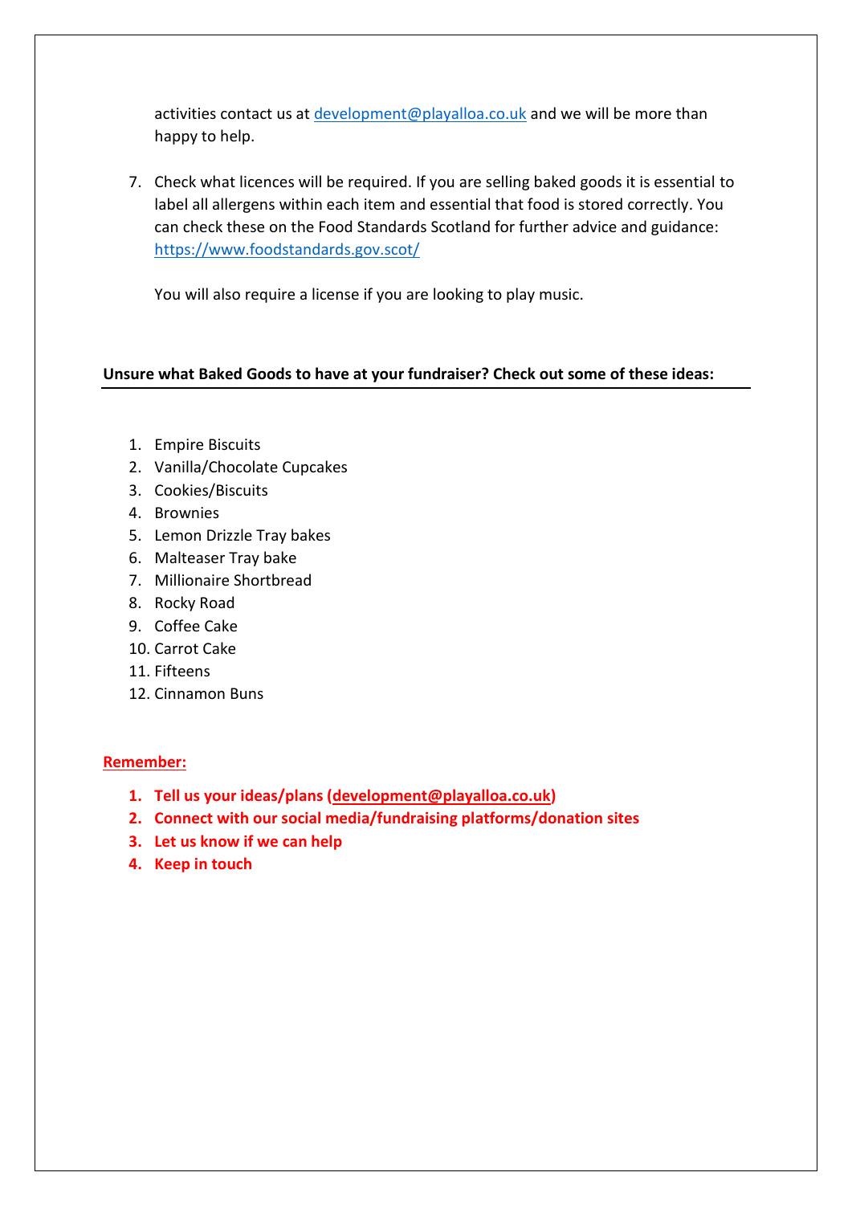activities contact us at development@playalloa.co.uk and we will be more than happy to help.

7. Check what licences will be required. If you are selling baked goods it is essential to label all allergens within each item and essential that food is stored correctly. You can check these on the Food Standards Scotland for further advice and guidance: https://www.foodstandards.gov.scot/

   You will also require a license if you are looking to play music.

**Unsure what Baked Goods to have at your fundraiser? Check out some of these ideas:**

1. Empire Biscuits
2. Vanilla/Chocolate Cupcakes
3. Cookies/Biscuits
4. Brownies
5. Lemon Drizzle Tray bakes
6. Malteaser Tray bake
7. Millionaire Shortbread
8. Rocky Road
9. Coffee Cake
10. Carrot Cake
11. Fifteens
12. Cinnamon Buns

**Remember:**

1. **Tell us your ideas/plans (development@playalloa.co.uk)**
2. **Connect with our social media/fundraising platforms/donation sites**
3. **Let us know if we can help**
4. **Keep in touch**